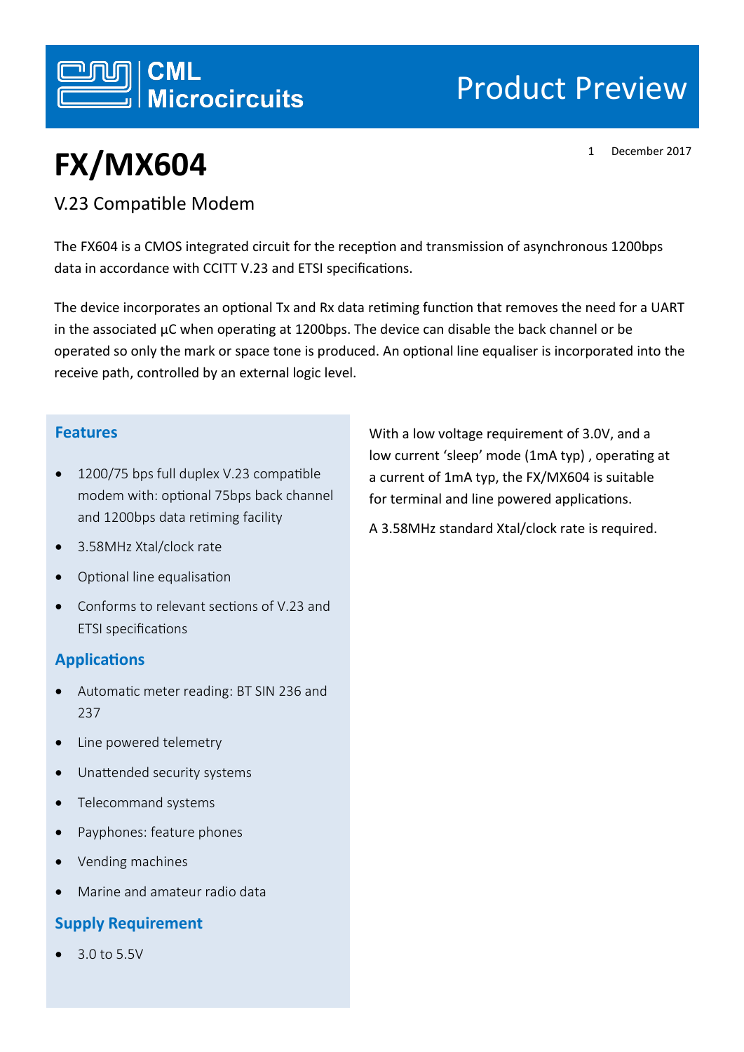CML Microcircuits

Product Preview

# FX/MX604

1 December 2017

## V.23 Compatible Modem

The FX604 is a CMOS integrated circuit for the reception and transmission of asynchronous 1200bps data in accordance with CCITT V.23 and ETSI specifications.

The device incorporates an optional Tx and Rx data retiming function that removes the need for a UART in the associated µC when operating at 1200bps. The device can disable the back channel or be operated so only the mark or space tone is produced. An optional line equaliser is incorporated into the receive path, controlled by an external logic level.

### Features

- 1200/75 bps full duplex V.23 compatible modem with: optional 75bps back channel and 1200bps data retiming facility
- 3.58MHz Xtal/clock rate
- Optional line equalisation
- Conforms to relevant sections of V.23 and ETSI specifications

### Applications

- Automatic meter reading: BT SIN 236 and 237
- Line powered telemetry
- Unattended security systems
- Telecommand systems
- Payphones: feature phones
- Vending machines
- Marine and amateur radio data

### Supply Requirement

- 3.0 to 5.5V

With a low voltage requirement of 3.0V, and a low current 'sleep' mode (1mA typ) , operating at a current of 1mA typ, the FX/MX604 is suitable for terminal and line powered applications.

A 3.58MHz standard Xtal/clock rate is required.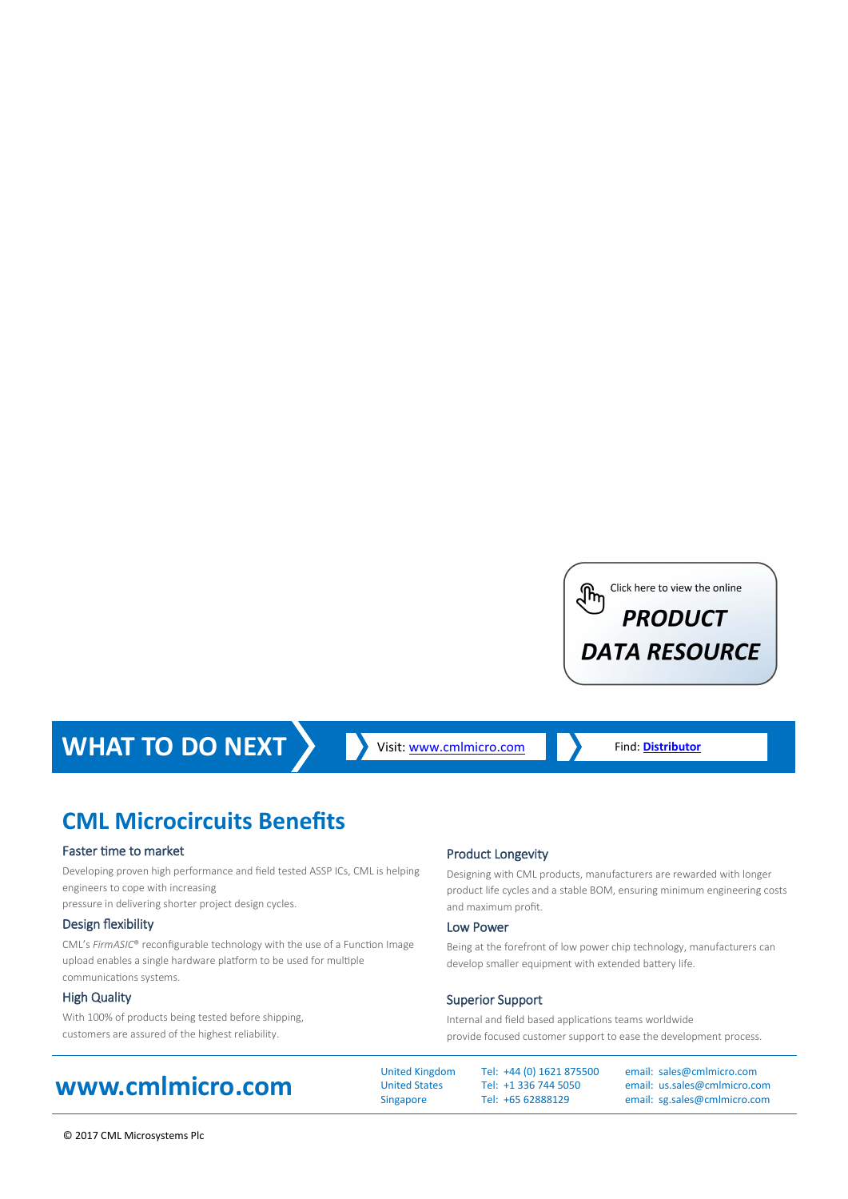Click here to view the online

**PRODUCT DATA RESOURCE**

## WHAT TO DO NEXT

Visit: www.cmlmicro.com

Find: **Distributor**

## CML Microcircuits Benefits

### Faster time to market

Developing proven high performance and field tested ASSP ICs, CML is helping engineers to cope with increasing pressure in delivering shorter project design cycles.

### Design flexibility

CML's *FirmASIC*® reconfigurable technology with the use of a Function Image upload enables a single hardware platform to be used for multiple communications systems.

### High Quality

With 100% of products being tested before shipping, customers are assured of the highest reliability.

### Product Longevity

Designing with CML products, manufacturers are rewarded with longer product life cycles and a stable BOM, ensuring minimum engineering costs and maximum profit.

### Low Power

Being at the forefront of low power chip technology, manufacturers can develop smaller equipment with extended battery life.

### Superior Support

Internal and field based applications teams worldwide provide focused customer support to ease the development process.

**www.cmlmicro.com**

| | | |
|---|---|---|
| United Kingdom | Tel: +44 (0) 1621 875500 | email: sales@cmlmicro.com |
| United States | Tel: +1 336 744 5050 | email: us.sales@cmlmicro.com |
| Singapore | Tel: +65 62888129 | email: sg.sales@cmlmicro.com |

© 2017 CML Microsystems Plc